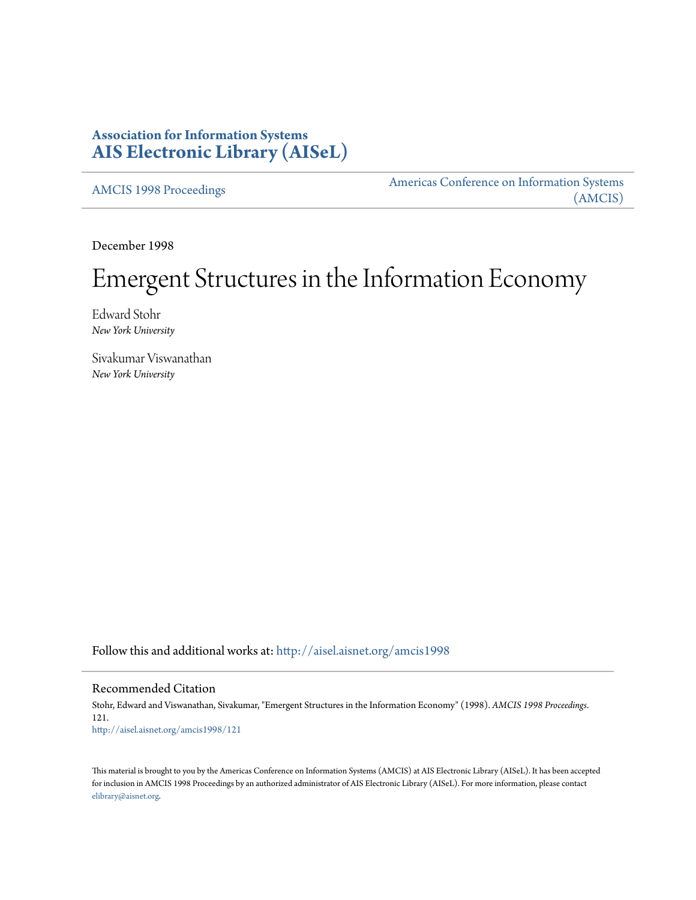# Association for Information Systems
# AIS Electronic Library (AISeL)

AMCIS 1998 Proceedings

Americas Conference on Information Systems (AMCIS)

December 1998

# Emergent Structures in the Information Economy

Edward Stohr
*New York University*

Sivakumar Viswanathan
*New York University*

Follow this and additional works at: http://aisel.aisnet.org/amcis1998

## Recommended Citation

Stohr, Edward and Viswanathan, Sivakumar, "Emergent Structures in the Information Economy" (1998). *AMCIS 1998 Proceedings*. 121.
http://aisel.aisnet.org/amcis1998/121

This material is brought to you by the Americas Conference on Information Systems (AMCIS) at AIS Electronic Library (AISeL). It has been accepted for inclusion in AMCIS 1998 Proceedings by an authorized administrator of AIS Electronic Library (AISeL). For more information, please contact elibrary@aisnet.org.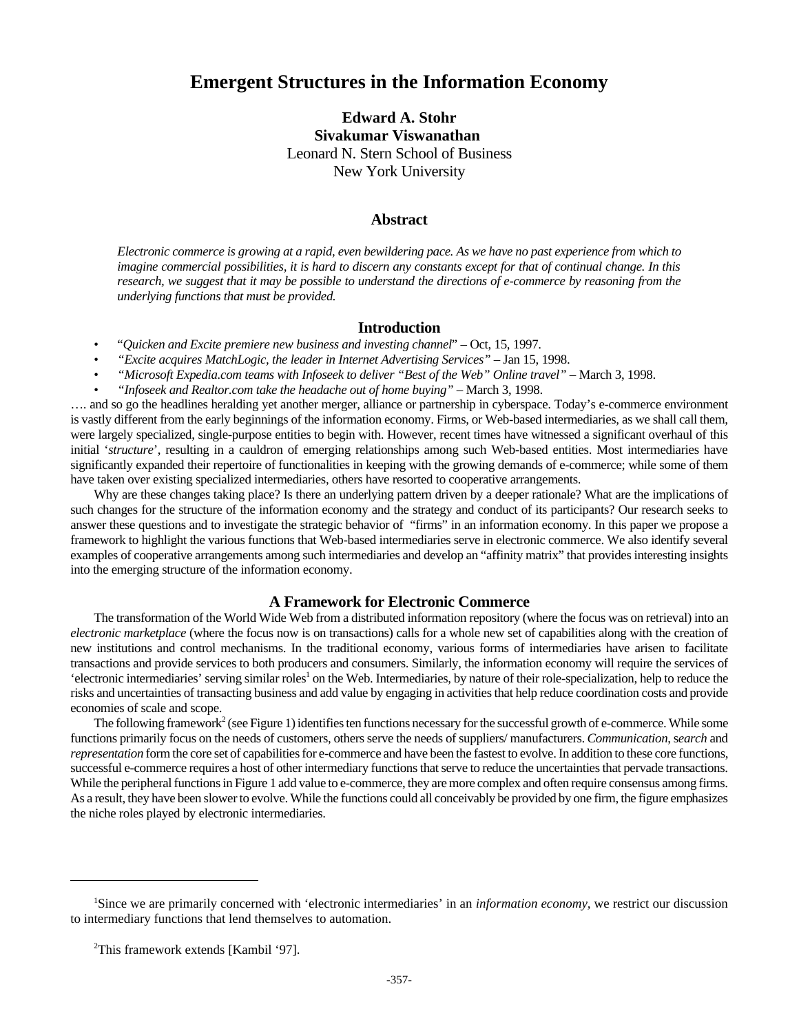# Emergent Structures in the Information Economy

**Edward A. Stohr**
**Sivakumar Viswanathan**
Leonard N. Stern School of Business
New York University

## Abstract

*Electronic commerce is growing at a rapid, even bewildering pace. As we have no past experience from which to imagine commercial possibilities, it is hard to discern any constants except for that of continual change. In this research, we suggest that it may be possible to understand the directions of e-commerce by reasoning from the underlying functions that must be provided.*

## Introduction

- "*Quicken and Excite premiere new business and investing channel*" – Oct, 15, 1997.
- *"Excite acquires MatchLogic, the leader in Internet Advertising Services"* – Jan 15, 1998.
- *"Microsoft Expedia.com teams with Infoseek to deliver "Best of the Web" Online travel"* – March 3, 1998.
- *"Infoseek and Realtor.com take the headache out of home buying"* – March 3, 1998.

…. and so go the headlines heralding yet another merger, alliance or partnership in cyberspace. Today's e-commerce environment is vastly different from the early beginnings of the information economy. Firms, or Web-based intermediaries, as we shall call them, were largely specialized, single-purpose entities to begin with. However, recent times have witnessed a significant overhaul of this initial '*structure*', resulting in a cauldron of emerging relationships among such Web-based entities. Most intermediaries have significantly expanded their repertoire of functionalities in keeping with the growing demands of e-commerce; while some of them have taken over existing specialized intermediaries, others have resorted to cooperative arrangements.

Why are these changes taking place? Is there an underlying pattern driven by a deeper rationale? What are the implications of such changes for the structure of the information economy and the strategy and conduct of its participants? Our research seeks to answer these questions and to investigate the strategic behavior of "firms" in an information economy. In this paper we propose a framework to highlight the various functions that Web-based intermediaries serve in electronic commerce. We also identify several examples of cooperative arrangements among such intermediaries and develop an "affinity matrix" that provides interesting insights into the emerging structure of the information economy.

## A Framework for Electronic Commerce

The transformation of the World Wide Web from a distributed information repository (where the focus was on retrieval) into an *electronic marketplace* (where the focus now is on transactions) calls for a whole new set of capabilities along with the creation of new institutions and control mechanisms. In the traditional economy, various forms of intermediaries have arisen to facilitate transactions and provide services to both producers and consumers. Similarly, the information economy will require the services of 'electronic intermediaries' serving similar roles[1] on the Web. Intermediaries, by nature of their role-specialization, help to reduce the risks and uncertainties of transacting business and add value by engaging in activities that help reduce coordination costs and provide economies of scale and scope.

The following framework[2] (see Figure 1) identifies ten functions necessary for the successful growth of e-commerce. While some functions primarily focus on the needs of customers, others serve the needs of suppliers/ manufacturers. *Communication*, *search* and *representation* form the core set of capabilities for e-commerce and have been the fastest to evolve. In addition to these core functions, successful e-commerce requires a host of other intermediary functions that serve to reduce the uncertainties that pervade transactions. While the peripheral functions in Figure 1 add value to e-commerce, they are more complex and often require consensus among firms. As a result, they have been slower to evolve. While the functions could all conceivably be provided by one firm, the figure emphasizes the niche roles played by electronic intermediaries.

---

[1] Since we are primarily concerned with 'electronic intermediaries' in an *information economy*, we restrict our discussion to intermediary functions that lend themselves to automation.

[2] This framework extends [Kambil '97].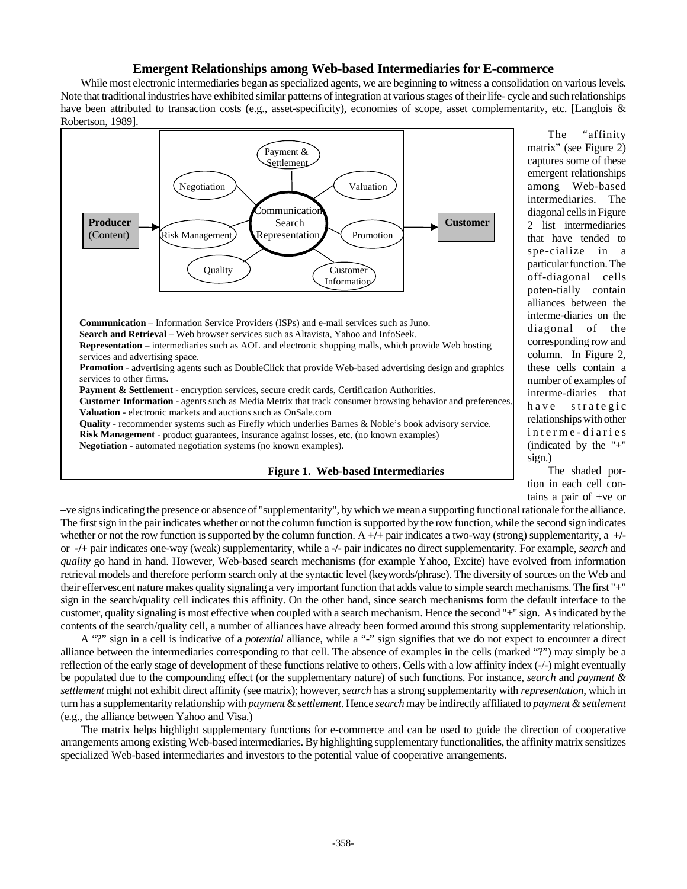### Emergent Relationships among Web-based Intermediaries for E-commerce

While most electronic intermediaries began as specialized agents, we are beginning to witness a consolidation on various levels. Note that traditional industries have exhibited similar patterns of integration at various stages of their life- cycle and such relationships have been attributed to transaction costs (e.g., asset-specificity), economies of scope, asset complementarity, etc. [Langlois & Robertson, 1989].

Producer (Content) → [Payment & Settlement, Valuation, Promotion, Customer Information, Quality, Risk Management, Negotiation — around Communication Search Representation] → Customer

**Communication** – Information Service Providers (ISPs) and e-mail services such as Juno.
**Search and Retrieval** – Web browser services such as Altavista, Yahoo and InfoSeek.
**Representation** – intermediaries such as AOL and electronic shopping malls, which provide Web hosting services and advertising space.
**Promotion** - advertising agents such as DoubleClick that provide Web-based advertising design and graphics services to other firms.
**Payment & Settlement -** encryption services, secure credit cards, Certification Authorities.
**Customer Information -** agents such as Media Metrix that track consumer browsing behavior and preferences.
**Valuation** - electronic markets and auctions such as OnSale.com
**Quality** - recommender systems such as Firefly which underlies Barnes & Noble's book advisory service.
**Risk Management** - product guarantees, insurance against losses, etc. (no known examples)
**Negotiation** - automated negotiation systems (no known examples).

**Figure 1. Web-based Intermediaries**

The "affinity matrix" (see Figure 2) captures some of these emergent relationships among Web-based intermediaries. The diagonal cells in Figure 2 list intermediaries that have tended to spe-cialize in a particular function. The off-diagonal cells poten-tially contain alliances between the interme-diaries on the diagonal of the corresponding row and column. In Figure 2, these cells contain a number of examples of interme-diaries that have strategic relationships with other interme-diaries (indicated by the "+" sign.)

The shaded portion in each cell contains a pair of +ve or –ve signs indicating the presence or absence of "supplementarity", by which we mean a supporting functional rationale for the alliance. The first sign in the pair indicates whether or not the column function is supported by the row function, while the second sign indicates whether or not the row function is supported by the column function. A **+/+** pair indicates a two-way (strong) supplementarity, a **+/-** or **-/+** pair indicates one-way (weak) supplementarity, while a **-/-** pair indicates no direct supplementarity. For example, *search* and *quality* go hand in hand. However, Web-based search mechanisms (for example Yahoo, Excite) have evolved from information retrieval models and therefore perform search only at the syntactic level (keywords/phrase). The diversity of sources on the Web and their effervescent nature makes quality signaling a very important function that adds value to simple search mechanisms. The first "+" sign in the search/quality cell indicates this affinity. On the other hand, since search mechanisms form the default interface to the customer, quality signaling is most effective when coupled with a search mechanism. Hence the second "+" sign. As indicated by the contents of the search/quality cell, a number of alliances have already been formed around this strong supplementarity relationship.

A "?" sign in a cell is indicative of a *potential* alliance, while a "-" sign signifies that we do not expect to encounter a direct alliance between the intermediaries corresponding to that cell. The absence of examples in the cells (marked "?") may simply be a reflection of the early stage of development of these functions relative to others. Cells with a low affinity index (-/-) might eventually be populated due to the compounding effect (or the supplementary nature) of such functions. For instance, *search* and *payment & settlement* might not exhibit direct affinity (see matrix); however, *search* has a strong supplementarity with *representation*, which in turn has a supplementarity relationship with *payment* & *settlement.* Hence *search* may be indirectly affiliated to *payment & settlement* (e.g., the alliance between Yahoo and Visa.)

The matrix helps highlight supplementary functions for e-commerce and can be used to guide the direction of cooperative arrangements among existing Web-based intermediaries. By highlighting supplementary functionalities, the affinity matrix sensitizes specialized Web-based intermediaries and investors to the potential value of cooperative arrangements.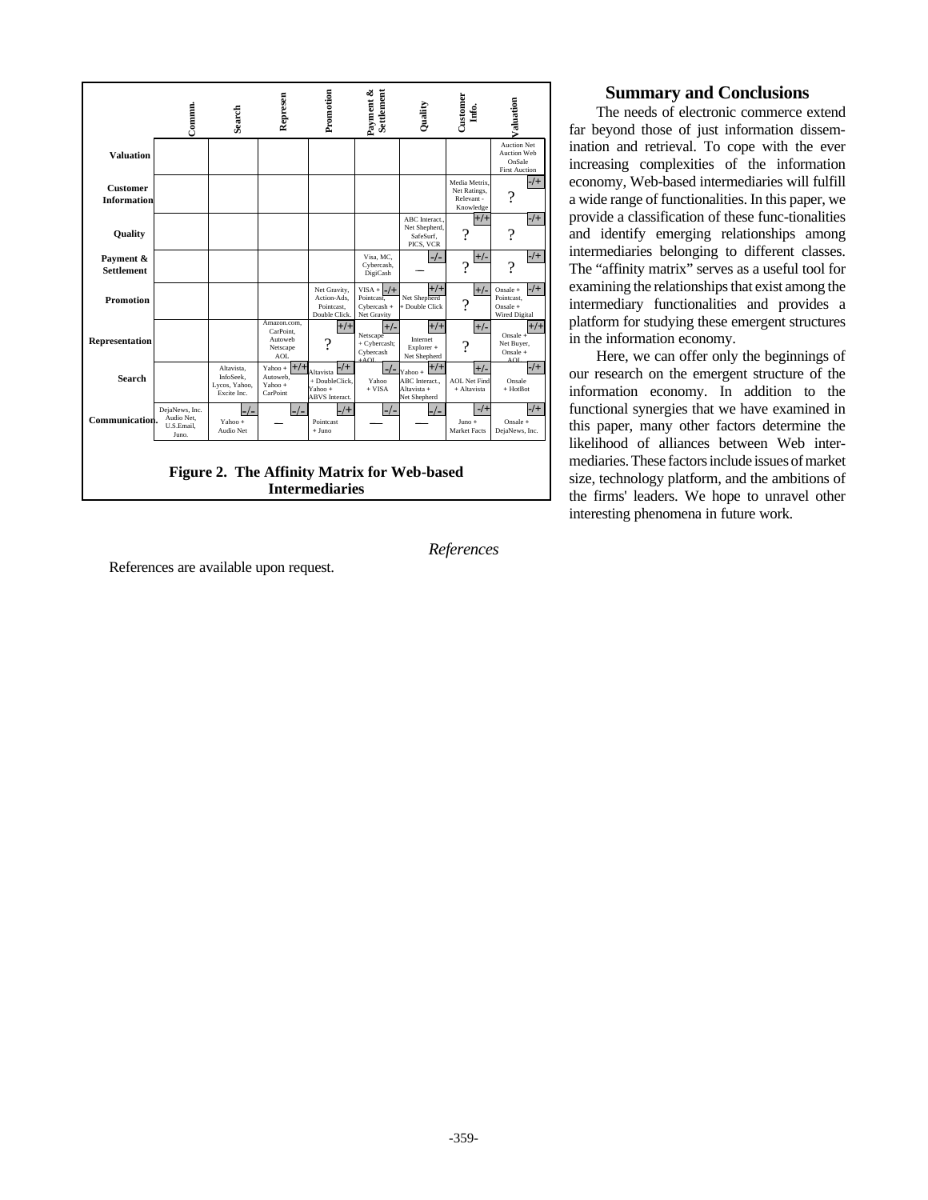| | Comm. | Search | Represen | Promotion | Payment & Settlement | Quality | Customer Info. | Valuation |
|---|---|---|---|---|---|---|---|---|
| **Valuation** | | | | | | | | Auction Net Auction Web OnSale First Auction |
| **Customer Information** | | | | | | | Media Metrix, Net Ratings, Relevant - Knowledge | -/+ ? |
| **Quality** | | | | | | ABC Interact., Net Shepherd, SafeSurf, PICS, VCR | +/+ ? | -/+ ? |
| **Payment & Settlement** | | | | | Visa, MC, Cybercash, DigiCash | -/- — | +/- ? | -/+ ? |
| **Promotion** | | | | Net Gravity, Action-Ads, Pointcast, Double Click. | -/+ VISA + Pointcast, Cybercash + Net Gravity | +/+ Net Shepherd + Double Click | +/- ? | -/+ Onsale + Pointcast, Onsale + Wired Digital |
| **Representation** | | | Amazon.com, CarPoint, Autoweb Netscape AOL | +/+ ? | +/- Netscape + Cybercash; Cybercash +AOL | +/+ Internet Explorer + Net Shepherd | +/- ? | +/+ Onsale + Net Buyer, Onsale + AOL |
| **Search** | | Altavista, InfoSeek, Lycos, Yahoo, Excite Inc. | +/+ Yahoo + Autoweb, Yahoo + CarPoint | -/+ Altavista + DoubleClick, Yahoo + ABVS Interact. | -/- Yahoo + VISA | +/+ Yahoo + ABC Interact., Altavista + Net Shepherd | +/- AOL Net Find + Altavista | -/+ Onsale + HotBot |
| **Communication** | DejaNews, Inc. Audio Net, U.S.Email, Juno. | -/- Yahoo + Audio Net | -/- — | -/+ Pointcast + Juno | -/- — | -/- — | -/+ Juno + Market Facts | -/+ Onsale + DejaNews, Inc. |

**Figure 2. The Affinity Matrix for Web-based Intermediaries**

## Summary and Conclusions

The needs of electronic commerce extend far beyond those of just information dissemination and retrieval. To cope with the ever increasing complexities of the information economy, Web-based intermediaries will fulfill a wide range of functionalities. In this paper, we provide a classification of these functionalities and identify emerging relationships among intermediaries belonging to different classes. The "affinity matrix" serves as a useful tool for examining the relationships that exist among the intermediary functionalities and provides a platform for studying these emergent structures in the information economy.

Here, we can offer only the beginnings of our research on the emergent structure of the information economy. In addition to the functional synergies that we have examined in this paper, many other factors determine the likelihood of alliances between Web intermediaries. These factors include issues of market size, technology platform, and the ambitions of the firms' leaders. We hope to unravel other interesting phenomena in future work.

*References*

References are available upon request.